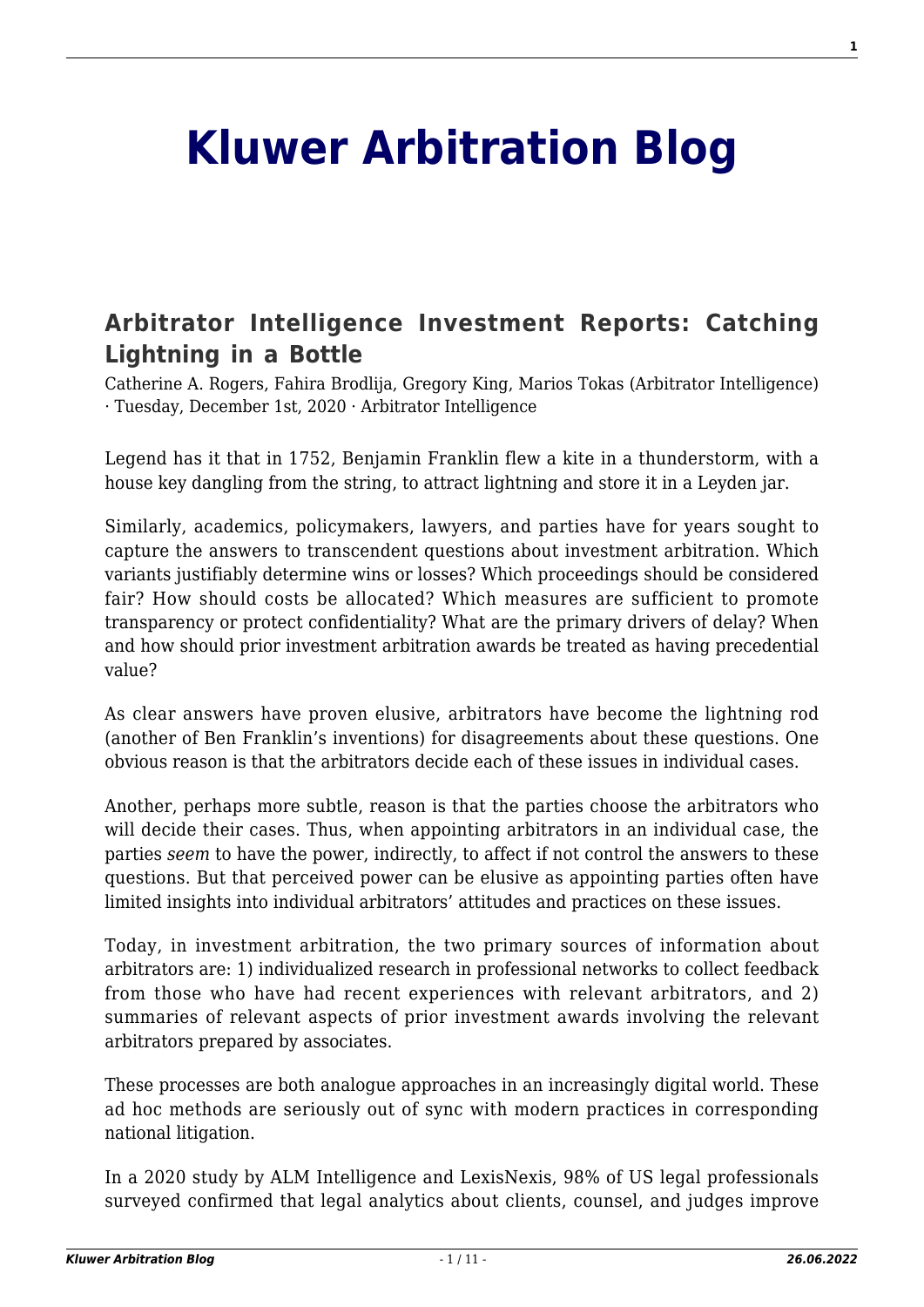# Kluwer Arbitration Blog

## Arbitrator Intelligence Investment Reports: Catching Lightning in a Bottle

Catherine A. Rogers, Fahira Brodlija, Gregory King, Marios Tokas (Arbitrator Intelligence) · Tuesday, December 1st, 2020 · Arbitrator Intelligence

Legend has it that in 1752, Benjamin Franklin flew a kite in a thunderstorm, with a house key dangling from the string, to attract lightning and store it in a Leyden jar.

Similarly, academics, policymakers, lawyers, and parties have for years sought to capture the answers to transcendent questions about investment arbitration. Which variants justifiably determine wins or losses? Which proceedings should be considered fair? How should costs be allocated? Which measures are sufficient to promote transparency or protect confidentiality? What are the primary drivers of delay? When and how should prior investment arbitration awards be treated as having precedential value?

As clear answers have proven elusive, arbitrators have become the lightning rod (another of Ben Franklin's inventions) for disagreements about these questions. One obvious reason is that the arbitrators decide each of these issues in individual cases.

Another, perhaps more subtle, reason is that the parties choose the arbitrators who will decide their cases. Thus, when appointing arbitrators in an individual case, the parties *seem* to have the power, indirectly, to affect if not control the answers to these questions. But that perceived power can be elusive as appointing parties often have limited insights into individual arbitrators' attitudes and practices on these issues.

Today, in investment arbitration, the two primary sources of information about arbitrators are: 1) individualized research in professional networks to collect feedback from those who have had recent experiences with relevant arbitrators, and 2) summaries of relevant aspects of prior investment awards involving the relevant arbitrators prepared by associates.

These processes are both analogue approaches in an increasingly digital world. These ad hoc methods are seriously out of sync with modern practices in corresponding national litigation.

In a 2020 study by ALM Intelligence and LexisNexis, 98% of US legal professionals surveyed confirmed that legal analytics about clients, counsel, and judges improve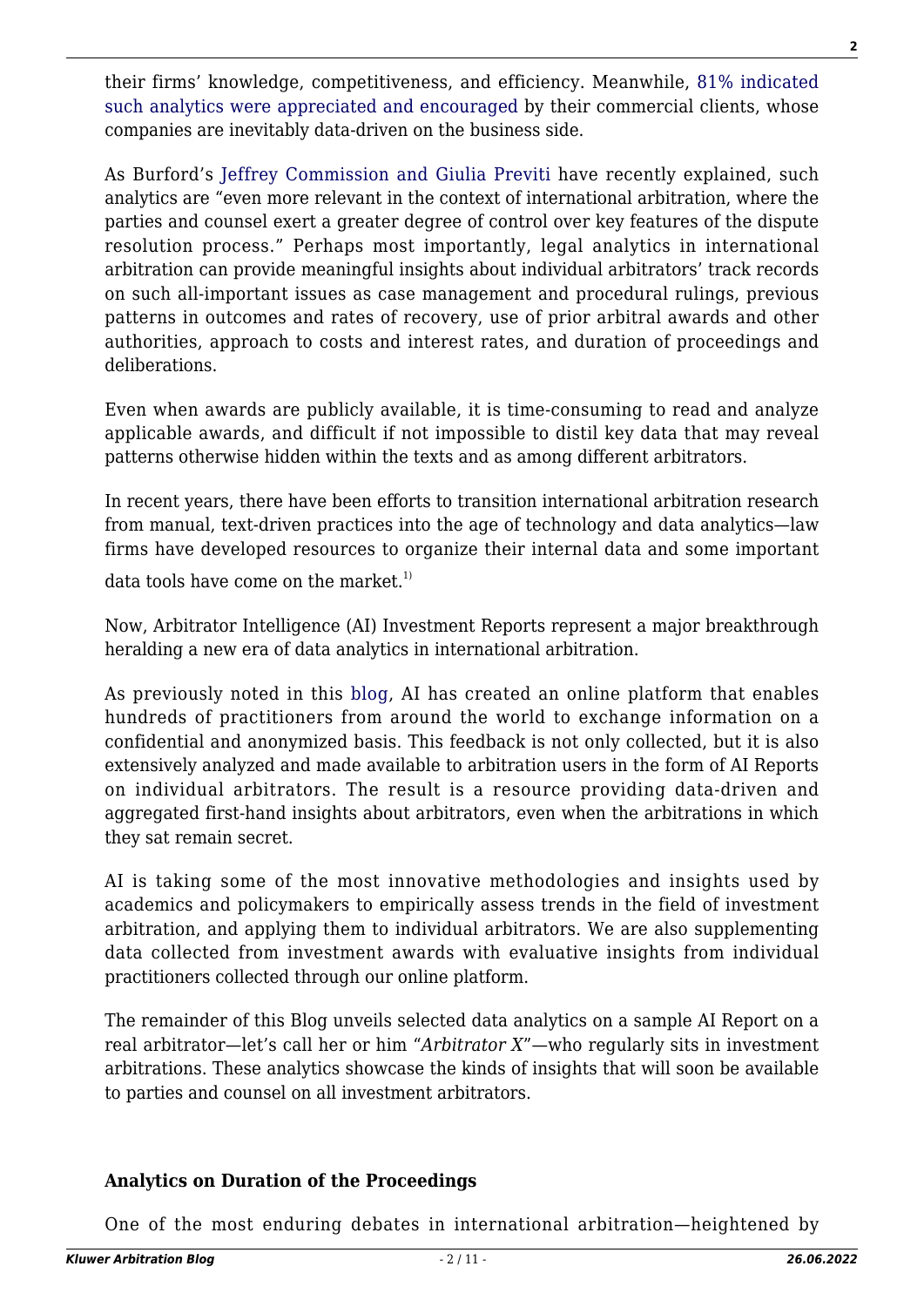their firms' knowledge, competitiveness, and efficiency. Meanwhile, 81% indicated such analytics were appreciated and encouraged by their commercial clients, whose companies are inevitably data-driven on the business side.

As Burford's Jeffrey Commission and Giulia Previti have recently explained, such analytics are "even more relevant in the context of international arbitration, where the parties and counsel exert a greater degree of control over key features of the dispute resolution process." Perhaps most importantly, legal analytics in international arbitration can provide meaningful insights about individual arbitrators' track records on such all-important issues as case management and procedural rulings, previous patterns in outcomes and rates of recovery, use of prior arbitral awards and other authorities, approach to costs and interest rates, and duration of proceedings and deliberations.

Even when awards are publicly available, it is time-consuming to read and analyze applicable awards, and difficult if not impossible to distil key data that may reveal patterns otherwise hidden within the texts and as among different arbitrators.

In recent years, there have been efforts to transition international arbitration research from manual, text-driven practices into the age of technology and data analytics—law firms have developed resources to organize their internal data and some important data tools have come on the market.[1)]

Now, Arbitrator Intelligence (AI) Investment Reports represent a major breakthrough heralding a new era of data analytics in international arbitration.

As previously noted in this blog, AI has created an online platform that enables hundreds of practitioners from around the world to exchange information on a confidential and anonymized basis. This feedback is not only collected, but it is also extensively analyzed and made available to arbitration users in the form of AI Reports on individual arbitrators. The result is a resource providing data-driven and aggregated first-hand insights about arbitrators, even when the arbitrations in which they sat remain secret.

AI is taking some of the most innovative methodologies and insights used by academics and policymakers to empirically assess trends in the field of investment arbitration, and applying them to individual arbitrators. We are also supplementing data collected from investment awards with evaluative insights from individual practitioners collected through our online platform.

The remainder of this Blog unveils selected data analytics on a sample AI Report on a real arbitrator—let's call her or him "*Arbitrator X*"—who regularly sits in investment arbitrations. These analytics showcase the kinds of insights that will soon be available to parties and counsel on all investment arbitrators.

**Analytics on Duration of the Proceedings**

One of the most enduring debates in international arbitration—heightened by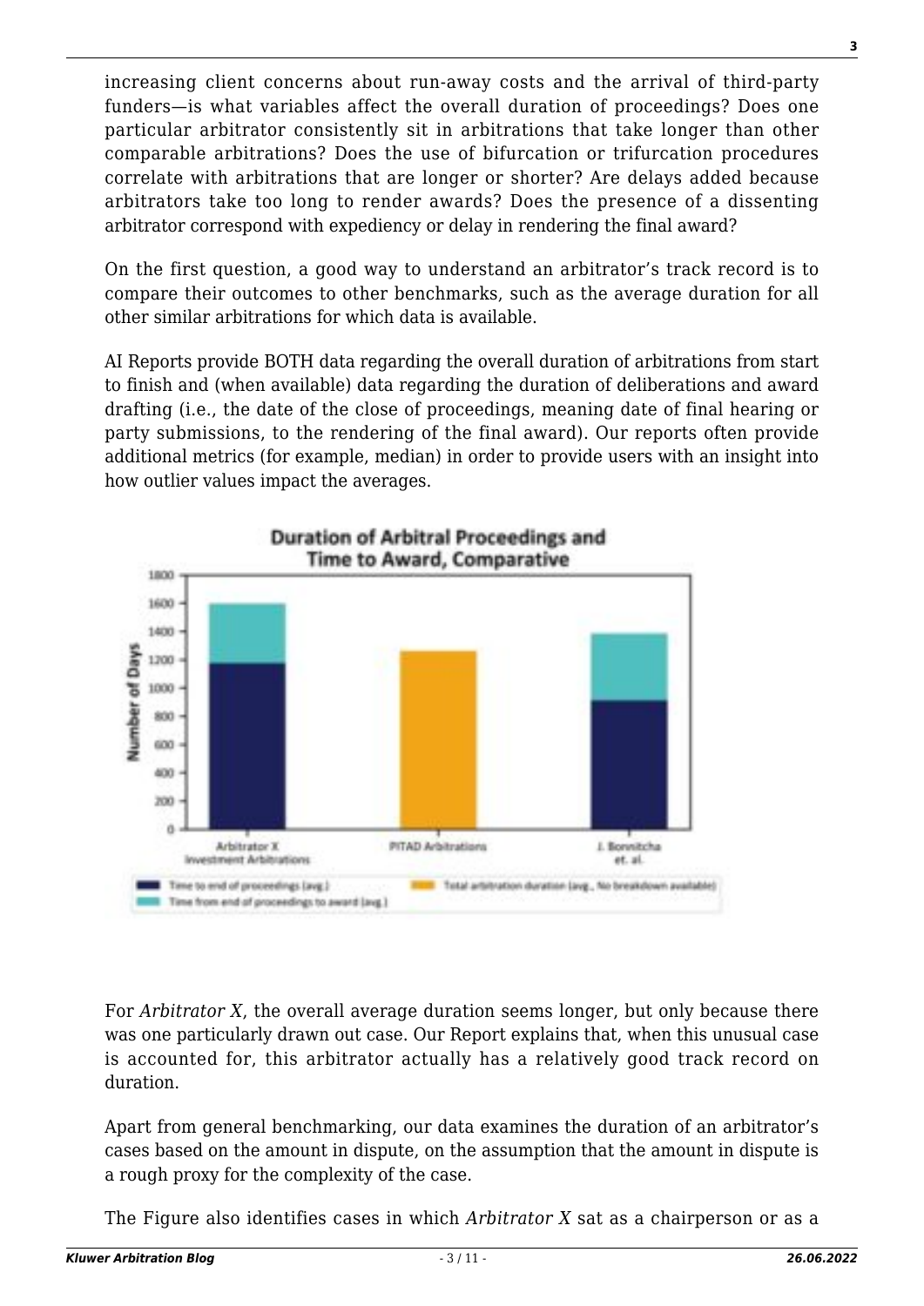increasing client concerns about run-away costs and the arrival of third-party funders—is what variables affect the overall duration of proceedings? Does one particular arbitrator consistently sit in arbitrations that take longer than other comparable arbitrations? Does the use of bifurcation or trifurcation procedures correlate with arbitrations that are longer or shorter? Are delays added because arbitrators take too long to render awards? Does the presence of a dissenting arbitrator correspond with expediency or delay in rendering the final award?

On the first question, a good way to understand an arbitrator's track record is to compare their outcomes to other benchmarks, such as the average duration for all other similar arbitrations for which data is available.

AI Reports provide BOTH data regarding the overall duration of arbitrations from start to finish and (when available) data regarding the duration of deliberations and award drafting (i.e., the date of the close of proceedings, meaning date of final hearing or party submissions, to the rendering of the final award). Our reports often provide additional metrics (for example, median) in order to provide users with an insight into how outlier values impact the averages.

**Duration of Arbitral Proceedings and Time to Award, Comparative**

For *Arbitrator X*, the overall average duration seems longer, but only because there was one particularly drawn out case. Our Report explains that, when this unusual case is accounted for, this arbitrator actually has a relatively good track record on duration.

Apart from general benchmarking, our data examines the duration of an arbitrator's cases based on the amount in dispute, on the assumption that the amount in dispute is a rough proxy for the complexity of the case.

The Figure also identifies cases in which *Arbitrator X* sat as a chairperson or as a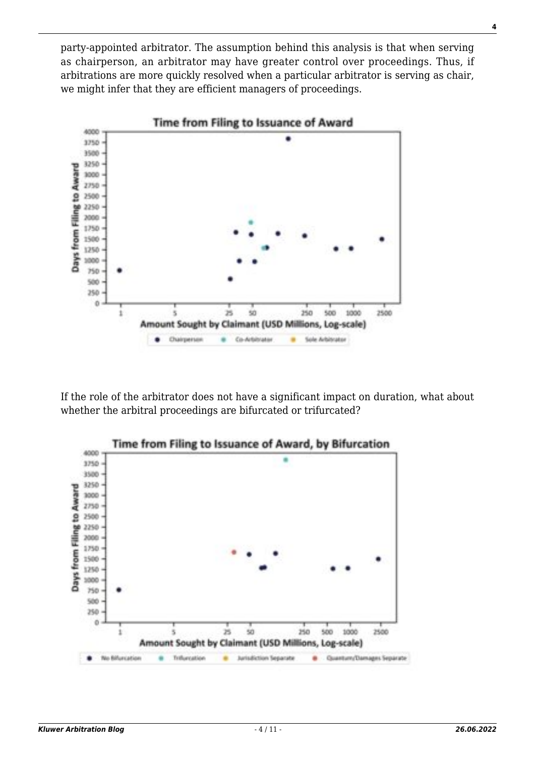party-appointed arbitrator. The assumption behind this analysis is that when serving as chairperson, an arbitrator may have greater control over proceedings. Thus, if arbitrations are more quickly resolved when a particular arbitrator is serving as chair, we might infer that they are efficient managers of proceedings.

If the role of the arbitrator does not have a significant impact on duration, what about whether the arbitral proceedings are bifurcated or trifurcated?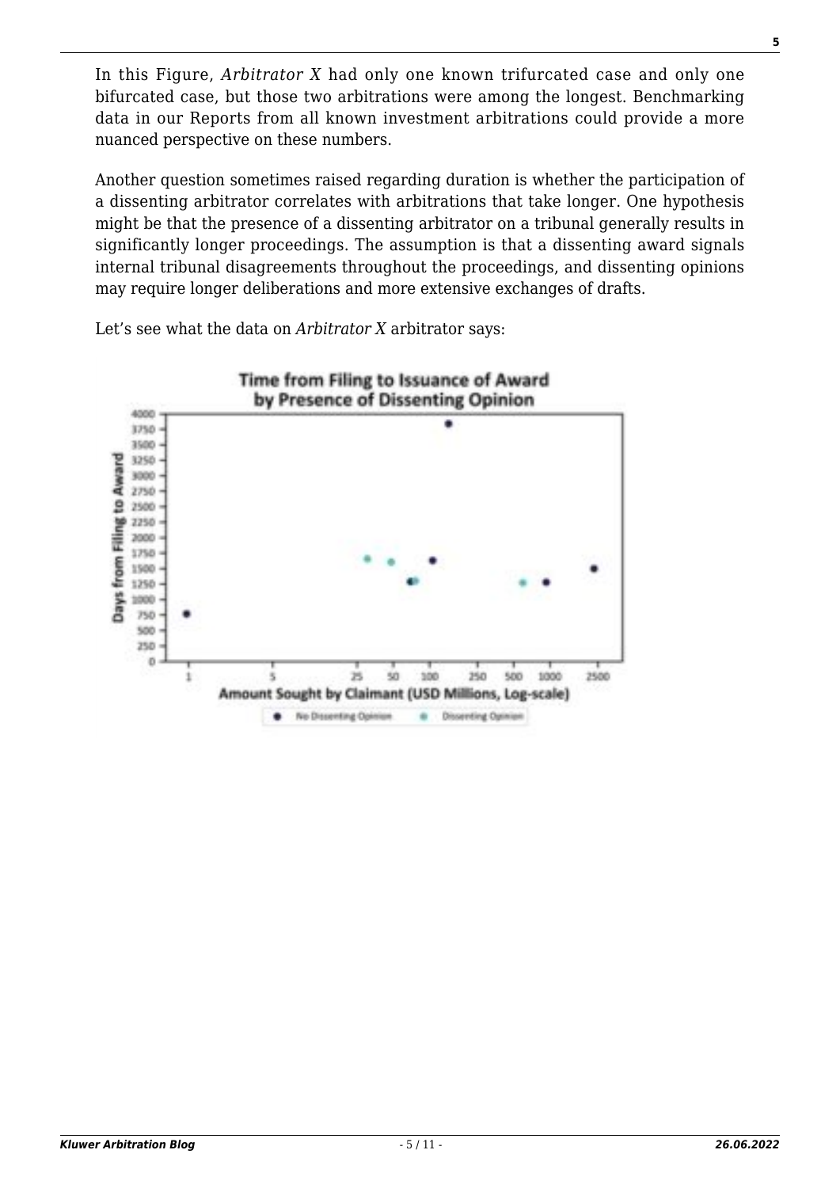In this Figure, *Arbitrator X* had only one known trifurcated case and only one bifurcated case, but those two arbitrations were among the longest. Benchmarking data in our Reports from all known investment arbitrations could provide a more nuanced perspective on these numbers.

Another question sometimes raised regarding duration is whether the participation of a dissenting arbitrator correlates with arbitrations that take longer. One hypothesis might be that the presence of a dissenting arbitrator on a tribunal generally results in significantly longer proceedings. The assumption is that a dissenting award signals internal tribunal disagreements throughout the proceedings, and dissenting opinions may require longer deliberations and more extensive exchanges of drafts.

Let's see what the data on *Arbitrator X* arbitrator says: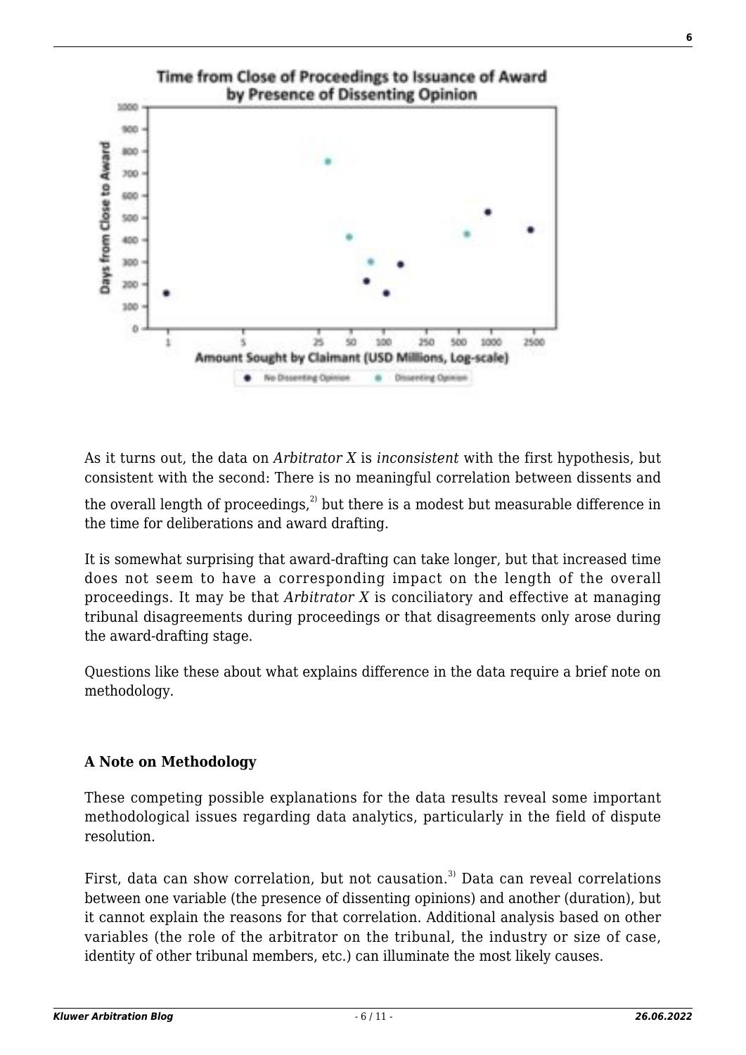As it turns out, the data on *Arbitrator X* is *inconsistent* with the first hypothesis, but consistent with the second: There is no meaningful correlation between dissents and the overall length of proceedings,[2] but there is a modest but measurable difference in the time for deliberations and award drafting.

It is somewhat surprising that award-drafting can take longer, but that increased time does not seem to have a corresponding impact on the length of the overall proceedings. It may be that *Arbitrator X* is conciliatory and effective at managing tribunal disagreements during proceedings or that disagreements only arose during the award-drafting stage.

Questions like these about what explains difference in the data require a brief note on methodology.

**A Note on Methodology**

These competing possible explanations for the data results reveal some important methodological issues regarding data analytics, particularly in the field of dispute resolution.

First, data can show correlation, but not causation.[3] Data can reveal correlations between one variable (the presence of dissenting opinions) and another (duration), but it cannot explain the reasons for that correlation. Additional analysis based on other variables (the role of the arbitrator on the tribunal, the industry or size of case, identity of other tribunal members, etc.) can illuminate the most likely causes.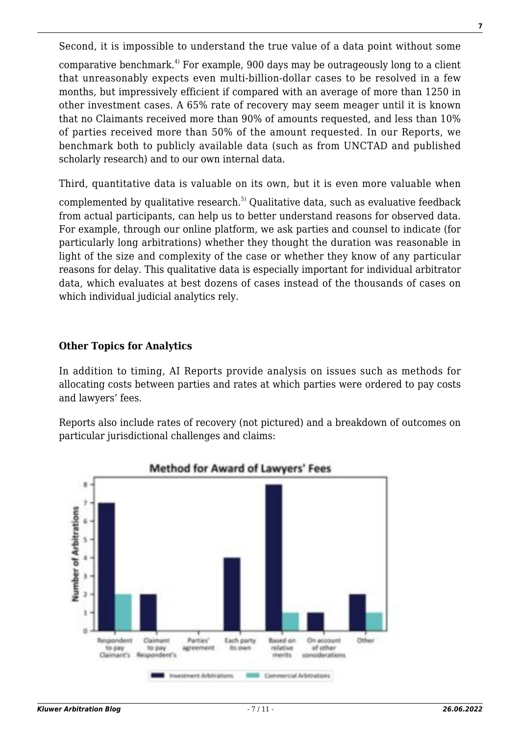Second, it is impossible to understand the true value of a data point without some comparative benchmark.[4] For example, 900 days may be outrageously long to a client that unreasonably expects even multi-billion-dollar cases to be resolved in a few months, but impressively efficient if compared with an average of more than 1250 in other investment cases. A 65% rate of recovery may seem meager until it is known that no Claimants received more than 90% of amounts requested, and less than 10% of parties received more than 50% of the amount requested. In our Reports, we benchmark both to publicly available data (such as from UNCTAD and published scholarly research) and to our own internal data.

Third, quantitative data is valuable on its own, but it is even more valuable when complemented by qualitative research.[5] Qualitative data, such as evaluative feedback from actual participants, can help us to better understand reasons for observed data. For example, through our online platform, we ask parties and counsel to indicate (for particularly long arbitrations) whether they thought the duration was reasonable in light of the size and complexity of the case or whether they know of any particular reasons for delay. This qualitative data is especially important for individual arbitrator data, which evaluates at best dozens of cases instead of the thousands of cases on which individual judicial analytics rely.

**Other Topics for Analytics**

In addition to timing, AI Reports provide analysis on issues such as methods for allocating costs between parties and rates at which parties were ordered to pay costs and lawyers' fees.

Reports also include rates of recovery (not pictured) and a breakdown of outcomes on particular jurisdictional challenges and claims:

**Method for Award of Lawyers' Fees**

| Method | Investment Arbitrations | Commercial Arbitrations |
|---|---|---|
| Respondent to pay Claimant's | 7 | 2 |
| Claimant to pay Respondent's | 2 | 0 |
| Parties' agreement | 0 | 0 |
| Each party its own | 4 | 0 |
| Based on relative merits | 8 | 1 |
| On account of other considerations | 1 | 0 |
| Other | 2 | 1 |

Number of Arbitrations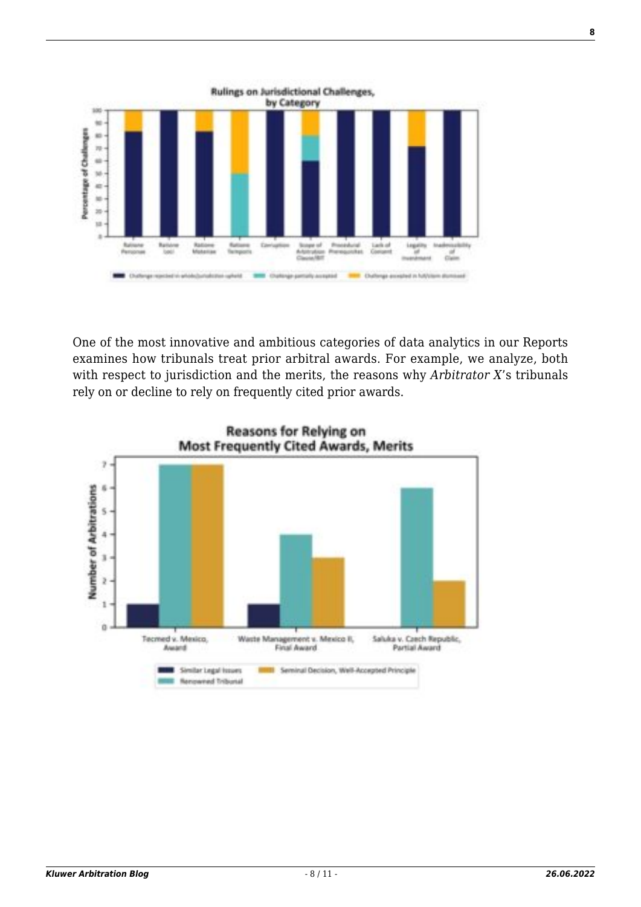One of the most innovative and ambitious categories of data analytics in our Reports examines how tribunals treat prior arbitral awards. For example, we analyze, both with respect to jurisdiction and the merits, the reasons why *Arbitrator X*'s tribunals rely on or decline to rely on frequently cited prior awards.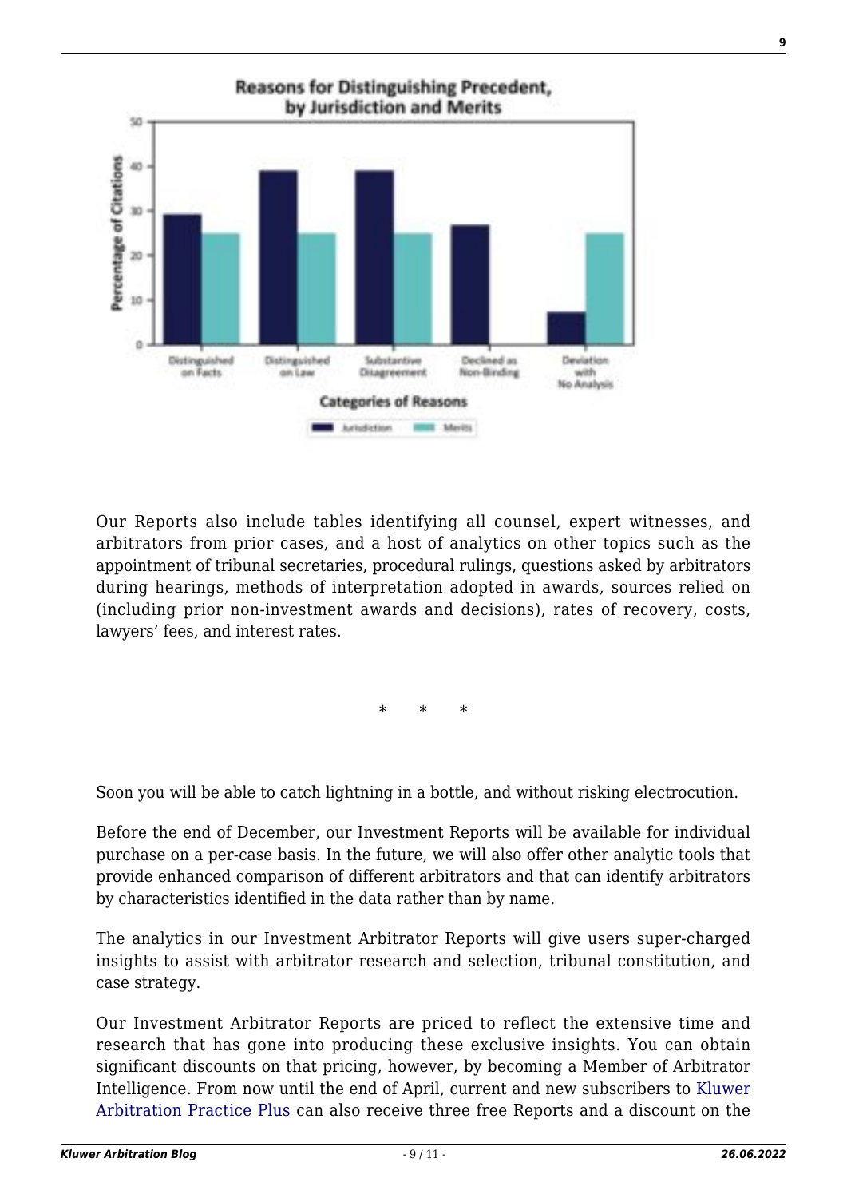**Reasons for Distinguishing Precedent, by Jurisdiction and Merits**

| Categories of Reasons | Jurisdiction | Merits |
| --- | --- | --- |
| Distinguished on Facts | 29 | 25 |
| Distinguished on Law | 39 | 25 |
| Substantive Disagreement | 39 | 25 |
| Declined as Non-Binding | 27 | 0 |
| Deviation with No Analysis | 7 | 25 |

Percentage of Citations

Our Reports also include tables identifying all counsel, expert witnesses, and arbitrators from prior cases, and a host of analytics on other topics such as the appointment of tribunal secretaries, procedural rulings, questions asked by arbitrators during hearings, methods of interpretation adopted in awards, sources relied on (including prior non-investment awards and decisions), rates of recovery, costs, lawyers' fees, and interest rates.

\* \* \*

Soon you will be able to catch lightning in a bottle, and without risking electrocution.

Before the end of December, our Investment Reports will be available for individual purchase on a per-case basis. In the future, we will also offer other analytic tools that provide enhanced comparison of different arbitrators and that can identify arbitrators by characteristics identified in the data rather than by name.

The analytics in our Investment Arbitrator Reports will give users super-charged insights to assist with arbitrator research and selection, tribunal constitution, and case strategy.

Our Investment Arbitrator Reports are priced to reflect the extensive time and research that has gone into producing these exclusive insights. You can obtain significant discounts on that pricing, however, by becoming a Member of Arbitrator Intelligence. From now until the end of April, current and new subscribers to Kluwer Arbitration Practice Plus can also receive three free Reports and a discount on the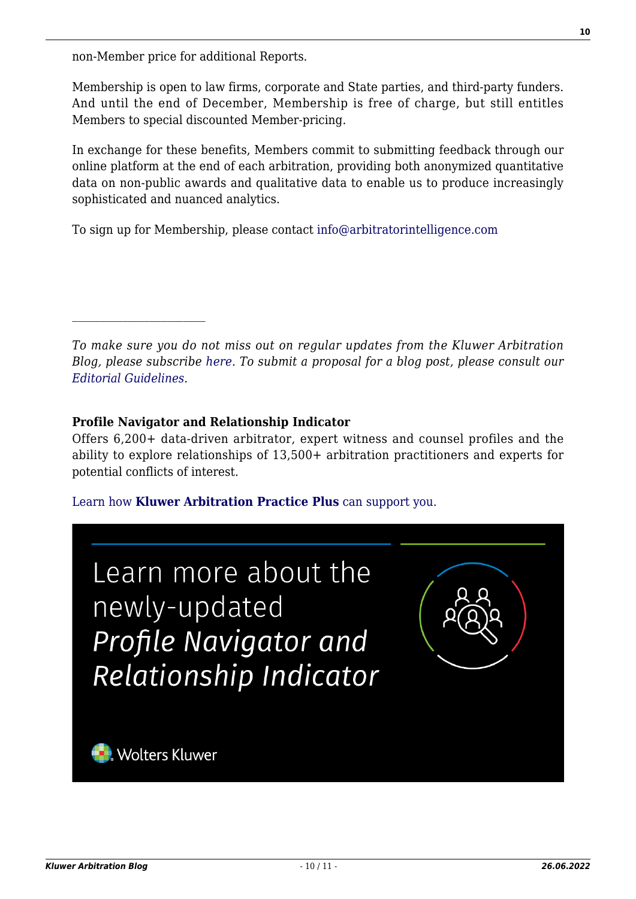non-Member price for additional Reports.

Membership is open to law firms, corporate and State parties, and third-party funders. And until the end of December, Membership is free of charge, but still entitles Members to special discounted Member-pricing.

In exchange for these benefits, Members commit to submitting feedback through our online platform at the end of each arbitration, providing both anonymized quantitative data on non-public awards and qualitative data to enable us to produce increasingly sophisticated and nuanced analytics.

To sign up for Membership, please contact info@arbitratorintelligence.com

---

*To make sure you do not miss out on regular updates from the Kluwer Arbitration Blog, please subscribe here. To submit a proposal for a blog post, please consult our Editorial Guidelines.*

**Profile Navigator and Relationship Indicator**
Offers 6,200+ data-driven arbitrator, expert witness and counsel profiles and the ability to explore relationships of 13,500+ arbitration practitioners and experts for potential conflicts of interest.

Learn how **Kluwer Arbitration Practice Plus** can support you.

Learn more about the newly-updated *Profile Navigator and Relationship Indicator*

Wolters Kluwer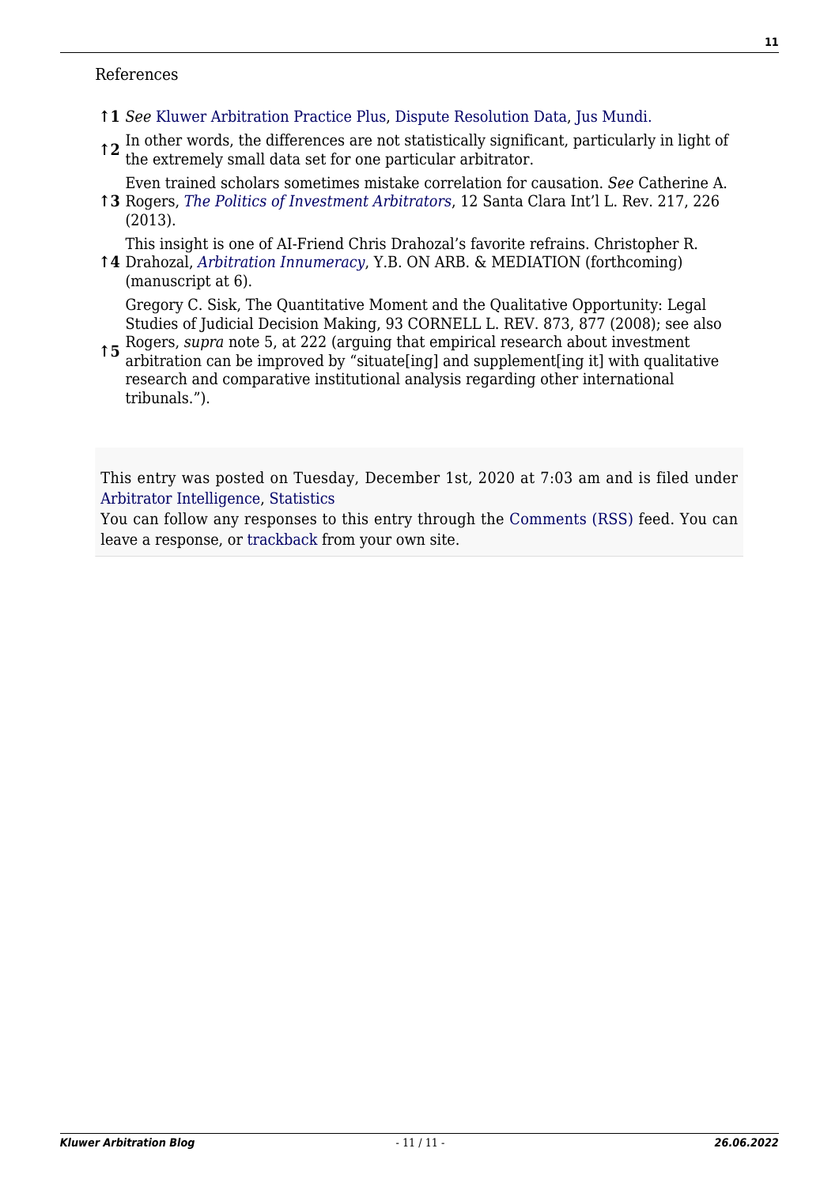References

↑**1** *See* Kluwer Arbitration Practice Plus, Dispute Resolution Data, Jus Mundi.

↑**2** In other words, the differences are not statistically significant, particularly in light of the extremely small data set for one particular arbitrator.

↑**3** Even trained scholars sometimes mistake correlation for causation. *See* Catherine A. Rogers, *The Politics of Investment Arbitrators*, 12 Santa Clara Int'l L. Rev. 217, 226 (2013).

↑**4** This insight is one of AI-Friend Chris Drahozal's favorite refrains. Christopher R. Drahozal, *Arbitration Innumeracy*, Y.B. ON ARB. & MEDIATION (forthcoming) (manuscript at 6).

↑**5** Gregory C. Sisk, The Quantitative Moment and the Qualitative Opportunity: Legal Studies of Judicial Decision Making, 93 CORNELL L. REV. 873, 877 (2008); see also Rogers, *supra* note 5, at 222 (arguing that empirical research about investment arbitration can be improved by "situate[ing] and supplement[ing it] with qualitative research and comparative institutional analysis regarding other international tribunals.").

This entry was posted on Tuesday, December 1st, 2020 at 7:03 am and is filed under Arbitrator Intelligence, Statistics
You can follow any responses to this entry through the Comments (RSS) feed. You can leave a response, or trackback from your own site.